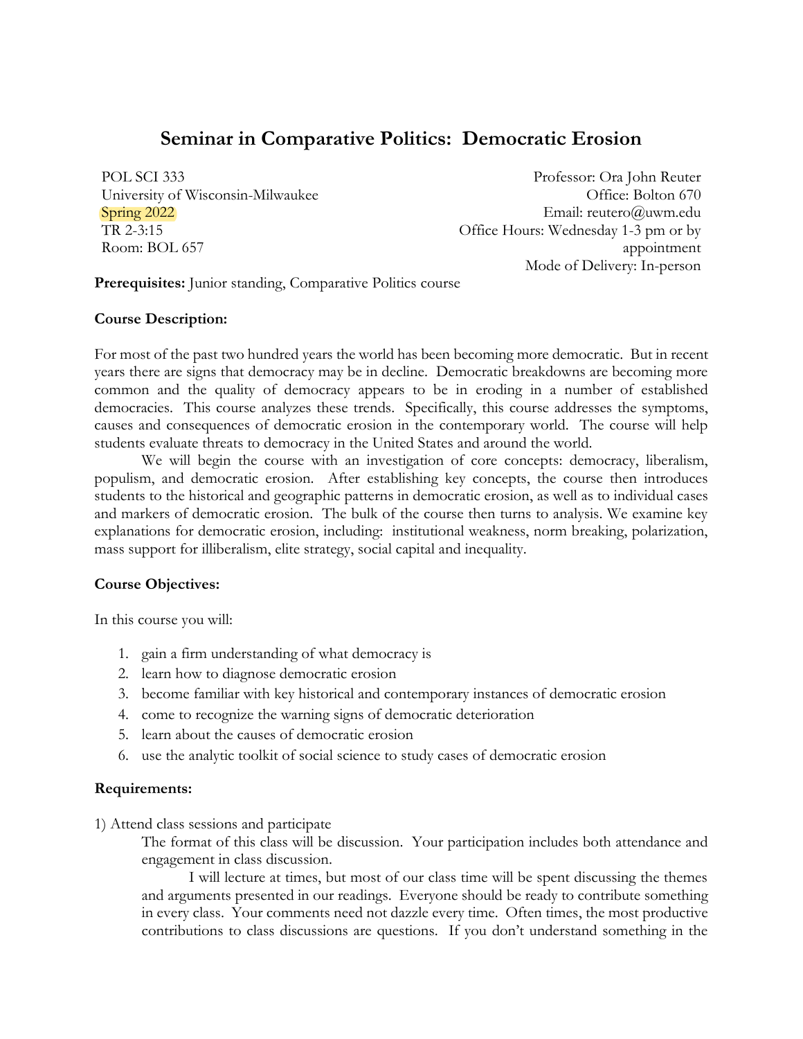# Seminar in Comparative Politics: Democratic Erosion

POL SCI 333
University of Wisconsin-Milwaukee
Spring 2022
TR 2-3:15
Room: BOL 657

Professor: Ora John Reuter
Office: Bolton 670
Email: reutero@uwm.edu
Office Hours: Wednesday 1-3 pm or by appointment
Mode of Delivery: In-person

**Prerequisites:** Junior standing, Comparative Politics course

**Course Description:**

For most of the past two hundred years the world has been becoming more democratic. But in recent years there are signs that democracy may be in decline. Democratic breakdowns are becoming more common and the quality of democracy appears to be in eroding in a number of established democracies. This course analyzes these trends. Specifically, this course addresses the symptoms, causes and consequences of democratic erosion in the contemporary world. The course will help students evaluate threats to democracy in the United States and around the world.

We will begin the course with an investigation of core concepts: democracy, liberalism, populism, and democratic erosion. After establishing key concepts, the course then introduces students to the historical and geographic patterns in democratic erosion, as well as to individual cases and markers of democratic erosion. The bulk of the course then turns to analysis. We examine key explanations for democratic erosion, including: institutional weakness, norm breaking, polarization, mass support for illiberalism, elite strategy, social capital and inequality.

**Course Objectives:**

In this course you will:

1. gain a firm understanding of what democracy is
2. learn how to diagnose democratic erosion
3. become familiar with key historical and contemporary instances of democratic erosion
4. come to recognize the warning signs of democratic deterioration
5. learn about the causes of democratic erosion
6. use the analytic toolkit of social science to study cases of democratic erosion

**Requirements:**

1) Attend class sessions and participate

The format of this class will be discussion. Your participation includes both attendance and engagement in class discussion.

I will lecture at times, but most of our class time will be spent discussing the themes and arguments presented in our readings. Everyone should be ready to contribute something in every class. Your comments need not dazzle every time. Often times, the most productive contributions to class discussions are questions. If you don't understand something in the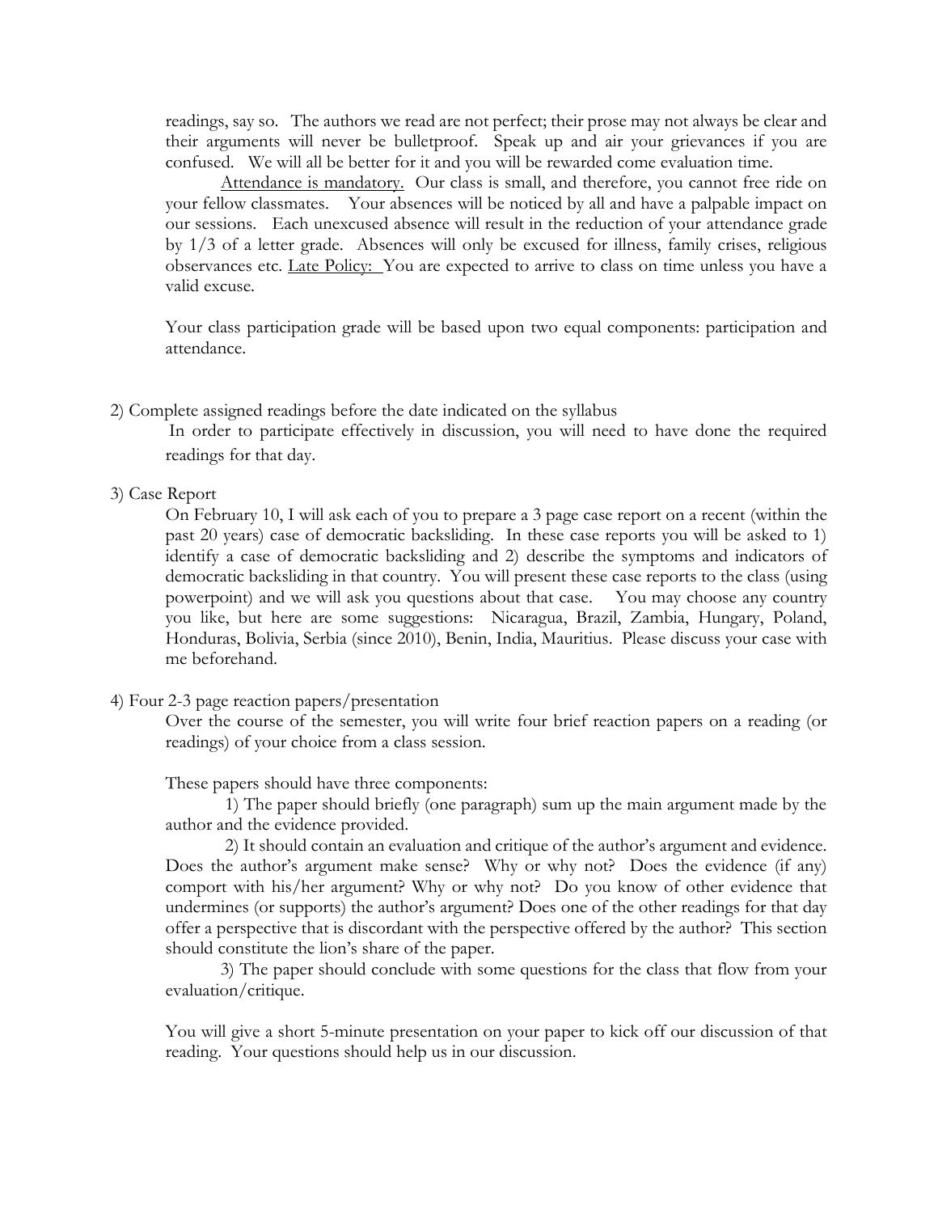readings, say so. The authors we read are not perfect; their prose may not always be clear and their arguments will never be bulletproof. Speak up and air your grievances if you are confused. We will all be better for it and you will be rewarded come evaluation time.

Attendance is mandatory. Our class is small, and therefore, you cannot free ride on your fellow classmates. Your absences will be noticed by all and have a palpable impact on our sessions. Each unexcused absence will result in the reduction of your attendance grade by 1/3 of a letter grade. Absences will only be excused for illness, family crises, religious observances etc. Late Policy: You are expected to arrive to class on time unless you have a valid excuse.

Your class participation grade will be based upon two equal components: participation and attendance.

2) Complete assigned readings before the date indicated on the syllabus

In order to participate effectively in discussion, you will need to have done the required readings for that day.

3) Case Report

On February 10, I will ask each of you to prepare a 3 page case report on a recent (within the past 20 years) case of democratic backsliding. In these case reports you will be asked to 1) identify a case of democratic backsliding and 2) describe the symptoms and indicators of democratic backsliding in that country. You will present these case reports to the class (using powerpoint) and we will ask you questions about that case. You may choose any country you like, but here are some suggestions: Nicaragua, Brazil, Zambia, Hungary, Poland, Honduras, Bolivia, Serbia (since 2010), Benin, India, Mauritius. Please discuss your case with me beforehand.

4) Four 2-3 page reaction papers/presentation

Over the course of the semester, you will write four brief reaction papers on a reading (or readings) of your choice from a class session.

These papers should have three components:

1) The paper should briefly (one paragraph) sum up the main argument made by the author and the evidence provided.

2) It should contain an evaluation and critique of the author's argument and evidence. Does the author's argument make sense? Why or why not? Does the evidence (if any) comport with his/her argument? Why or why not? Do you know of other evidence that undermines (or supports) the author's argument? Does one of the other readings for that day offer a perspective that is discordant with the perspective offered by the author? This section should constitute the lion's share of the paper.

3) The paper should conclude with some questions for the class that flow from your evaluation/critique.

You will give a short 5-minute presentation on your paper to kick off our discussion of that reading. Your questions should help us in our discussion.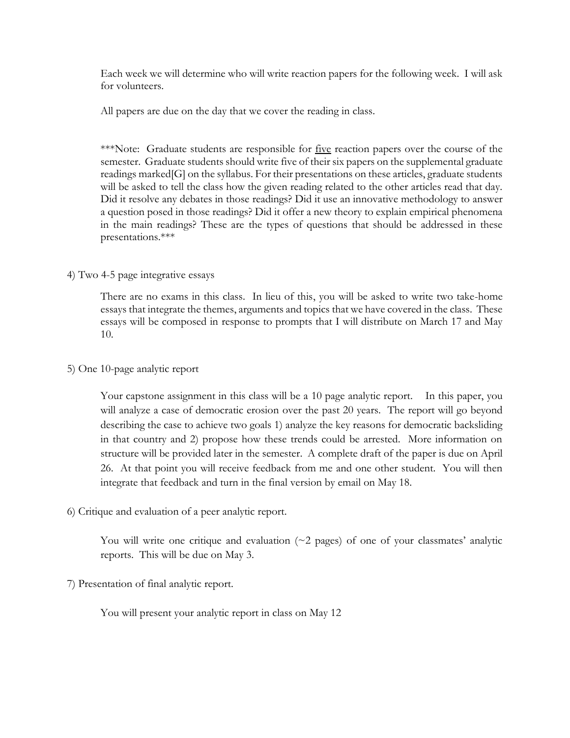Each week we will determine who will write reaction papers for the following week. I will ask for volunteers.

All papers are due on the day that we cover the reading in class.

***Note: Graduate students are responsible for <u>five</u> reaction papers over the course of the semester. Graduate students should write five of their six papers on the supplemental graduate readings marked[G] on the syllabus. For their presentations on these articles, graduate students will be asked to tell the class how the given reading related to the other articles read that day. Did it resolve any debates in those readings? Did it use an innovative methodology to answer a question posed in those readings? Did it offer a new theory to explain empirical phenomena in the main readings? These are the types of questions that should be addressed in these presentations.***

4) Two 4-5 page integrative essays

There are no exams in this class. In lieu of this, you will be asked to write two take-home essays that integrate the themes, arguments and topics that we have covered in the class. These essays will be composed in response to prompts that I will distribute on March 17 and May 10.

5) One 10-page analytic report

Your capstone assignment in this class will be a 10 page analytic report. In this paper, you will analyze a case of democratic erosion over the past 20 years. The report will go beyond describing the case to achieve two goals 1) analyze the key reasons for democratic backsliding in that country and 2) propose how these trends could be arrested. More information on structure will be provided later in the semester. A complete draft of the paper is due on April 26. At that point you will receive feedback from me and one other student. You will then integrate that feedback and turn in the final version by email on May 18.

6) Critique and evaluation of a peer analytic report.

You will write one critique and evaluation (~2 pages) of one of your classmates' analytic reports. This will be due on May 3.

7) Presentation of final analytic report.

You will present your analytic report in class on May 12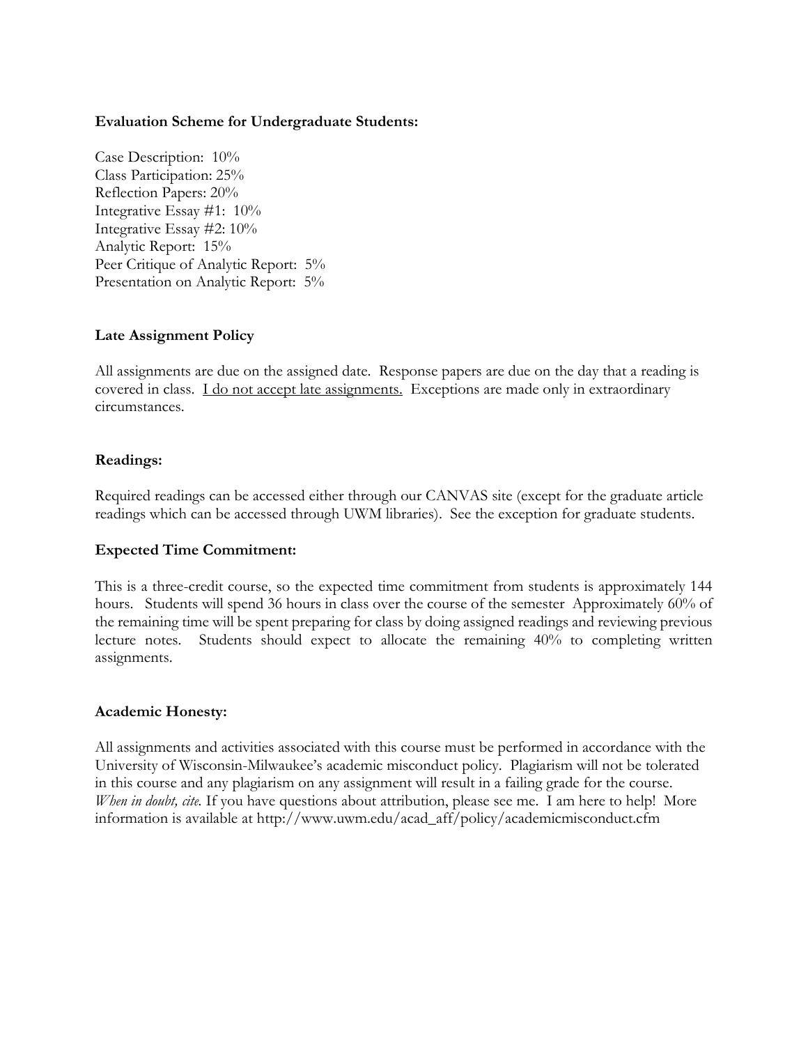**Evaluation Scheme for Undergraduate Students:**

Case Description: 10%
Class Participation: 25%
Reflection Papers: 20%
Integrative Essay #1: 10%
Integrative Essay #2: 10%
Analytic Report: 15%
Peer Critique of Analytic Report: 5%
Presentation on Analytic Report: 5%

**Late Assignment Policy**

All assignments are due on the assigned date. Response papers are due on the day that a reading is covered in class. <u>I do not accept late assignments.</u> Exceptions are made only in extraordinary circumstances.

**Readings:**

Required readings can be accessed either through our CANVAS site (except for the graduate article readings which can be accessed through UWM libraries). See the exception for graduate students.

**Expected Time Commitment:**

This is a three-credit course, so the expected time commitment from students is approximately 144 hours. Students will spend 36 hours in class over the course of the semester Approximately 60% of the remaining time will be spent preparing for class by doing assigned readings and reviewing previous lecture notes. Students should expect to allocate the remaining 40% to completing written assignments.

**Academic Honesty:**

All assignments and activities associated with this course must be performed in accordance with the University of Wisconsin-Milwaukee's academic misconduct policy. Plagiarism will not be tolerated in this course and any plagiarism on any assignment will result in a failing grade for the course. *When in doubt, cite.* If you have questions about attribution, please see me. I am here to help! More information is available at http://www.uwm.edu/acad_aff/policy/academicmisconduct.cfm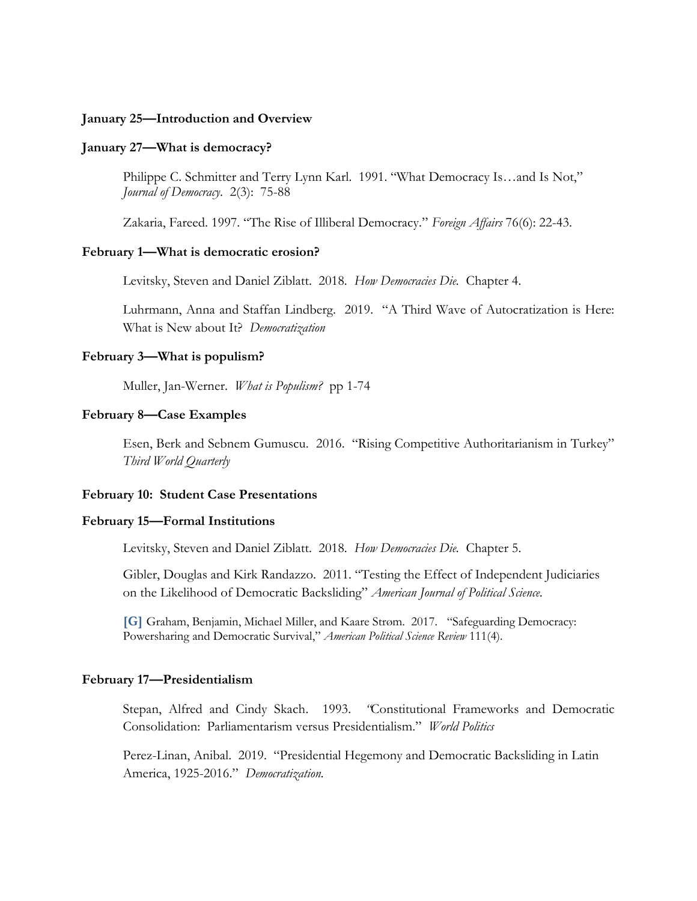**January 25—Introduction and Overview**

**January 27—What is democracy?**

Philippe C. Schmitter and Terry Lynn Karl. 1991. "What Democracy Is…and Is Not," *Journal of Democracy*. 2(3): 75-88

Zakaria, Fareed. 1997. "The Rise of Illiberal Democracy." *Foreign Affairs* 76(6): 22-43.

**February 1—What is democratic erosion?**

Levitsky, Steven and Daniel Ziblatt. 2018. *How Democracies Die.* Chapter 4.

Luhrmann, Anna and Staffan Lindberg. 2019. "A Third Wave of Autocratization is Here: What is New about It? *Democratization*

**February 3—What is populism?**

Muller, Jan-Werner. *What is Populism?* pp 1-74

**February 8—Case Examples**

Esen, Berk and Sebnem Gumuscu. 2016. "Rising Competitive Authoritarianism in Turkey" *Third World Quarterly*

**February 10: Student Case Presentations**

**February 15—Formal Institutions**

Levitsky, Steven and Daniel Ziblatt. 2018. *How Democracies Die.* Chapter 5.

Gibler, Douglas and Kirk Randazzo. 2011. "Testing the Effect of Independent Judiciaries on the Likelihood of Democratic Backsliding" *American Journal of Political Science.*

**[G]** Graham, Benjamin, Michael Miller, and Kaare Strøm. 2017. "Safeguarding Democracy: Powersharing and Democratic Survival," *American Political Science Review* 111(4).

**February 17—Presidentialism**

Stepan, Alfred and Cindy Skach. 1993. "Constitutional Frameworks and Democratic Consolidation: Parliamentarism versus Presidentialism." *World Politics*

Perez-Linan, Anibal. 2019. "Presidential Hegemony and Democratic Backsliding in Latin America, 1925-2016." *Democratization.*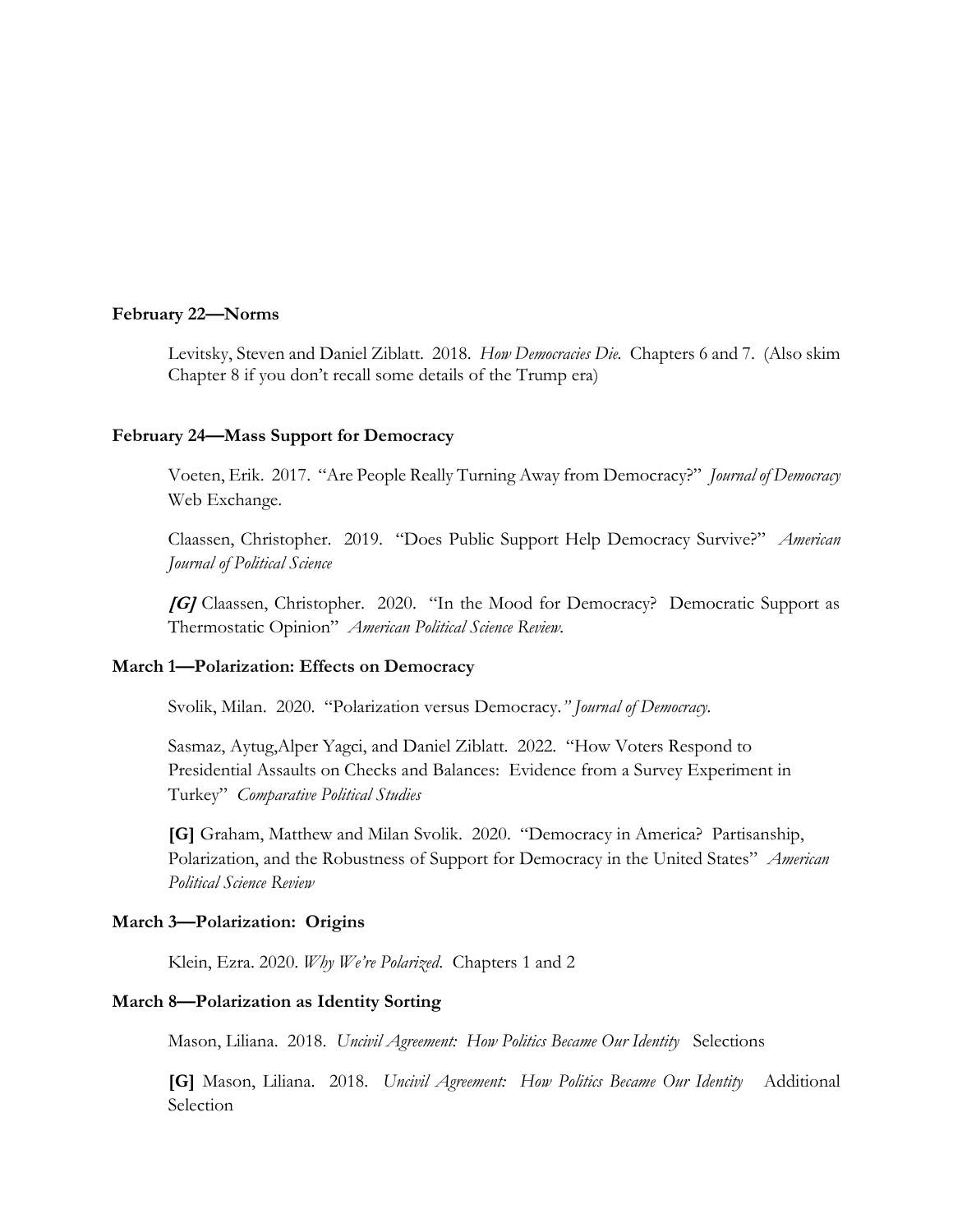**February 22—Norms**

Levitsky, Steven and Daniel Ziblatt. 2018. *How Democracies Die.* Chapters 6 and 7. (Also skim Chapter 8 if you don't recall some details of the Trump era)

**February 24—Mass Support for Democracy**

Voeten, Erik. 2017. "Are People Really Turning Away from Democracy?" *Journal of Democracy* Web Exchange.

Claassen, Christopher. 2019. "Does Public Support Help Democracy Survive?" *American Journal of Political Science*

***[G]*** Claassen, Christopher. 2020. "In the Mood for Democracy? Democratic Support as Thermostatic Opinion" *American Political Science Review.*

**March 1—Polarization: Effects on Democracy**

Svolik, Milan. 2020. "Polarization versus Democracy*." Journal of Democracy.*

Sasmaz, Aytug,Alper Yagci, and Daniel Ziblatt. 2022. "How Voters Respond to Presidential Assaults on Checks and Balances: Evidence from a Survey Experiment in Turkey" *Comparative Political Studies*

**[G]** Graham, Matthew and Milan Svolik. 2020. "Democracy in America? Partisanship, Polarization, and the Robustness of Support for Democracy in the United States" *American Political Science Review*

**March 3—Polarization: Origins**

Klein, Ezra. 2020. *Why We're Polarized.* Chapters 1 and 2

**March 8—Polarization as Identity Sorting**

Mason, Liliana. 2018. *Uncivil Agreement: How Politics Became Our Identity* Selections

**[G]** Mason, Liliana. 2018. *Uncivil Agreement: How Politics Became Our Identity* Additional Selection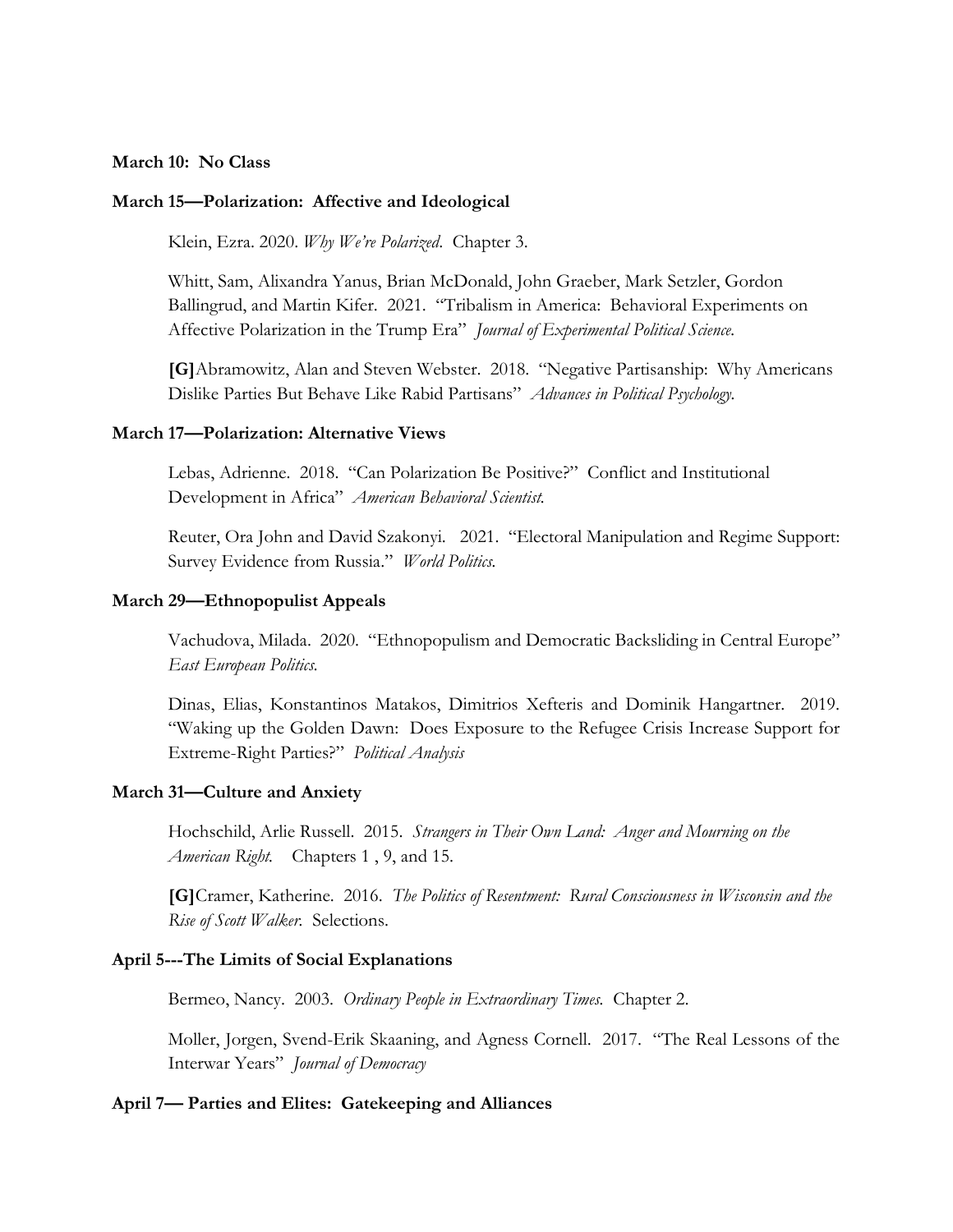**March 10: No Class**

**March 15—Polarization: Affective and Ideological**

Klein, Ezra. 2020. *Why We're Polarized*. Chapter 3.

Whitt, Sam, Alixandra Yanus, Brian McDonald, John Graeber, Mark Setzler, Gordon Ballingrud, and Martin Kifer. 2021. "Tribalism in America: Behavioral Experiments on Affective Polarization in the Trump Era" *Journal of Experimental Political Science.*

**[G]**Abramowitz, Alan and Steven Webster. 2018. "Negative Partisanship: Why Americans Dislike Parties But Behave Like Rabid Partisans" *Advances in Political Psychology.*

**March 17—Polarization: Alternative Views**

Lebas, Adrienne. 2018. "Can Polarization Be Positive?" Conflict and Institutional Development in Africa" *American Behavioral Scientist.*

Reuter, Ora John and David Szakonyi. 2021. "Electoral Manipulation and Regime Support: Survey Evidence from Russia." *World Politics.*

**March 29—Ethnopopulist Appeals**

Vachudova, Milada. 2020. "Ethnopopulism and Democratic Backsliding in Central Europe" *East European Politics.*

Dinas, Elias, Konstantinos Matakos, Dimitrios Xefteris and Dominik Hangartner. 2019. "Waking up the Golden Dawn: Does Exposure to the Refugee Crisis Increase Support for Extreme-Right Parties?" *Political Analysis*

**March 31—Culture and Anxiety**

Hochschild, Arlie Russell. 2015. *Strangers in Their Own Land: Anger and Mourning on the American Right.* Chapters 1 , 9, and 15.

**[G]**Cramer, Katherine. 2016. *The Politics of Resentment: Rural Consciousness in Wisconsin and the Rise of Scott Walker.* Selections.

**April 5---The Limits of Social Explanations**

Bermeo, Nancy. 2003. *Ordinary People in Extraordinary Times.* Chapter 2.

Moller, Jorgen, Svend-Erik Skaaning, and Agness Cornell. 2017. "The Real Lessons of the Interwar Years" *Journal of Democracy*

**April 7— Parties and Elites: Gatekeeping and Alliances**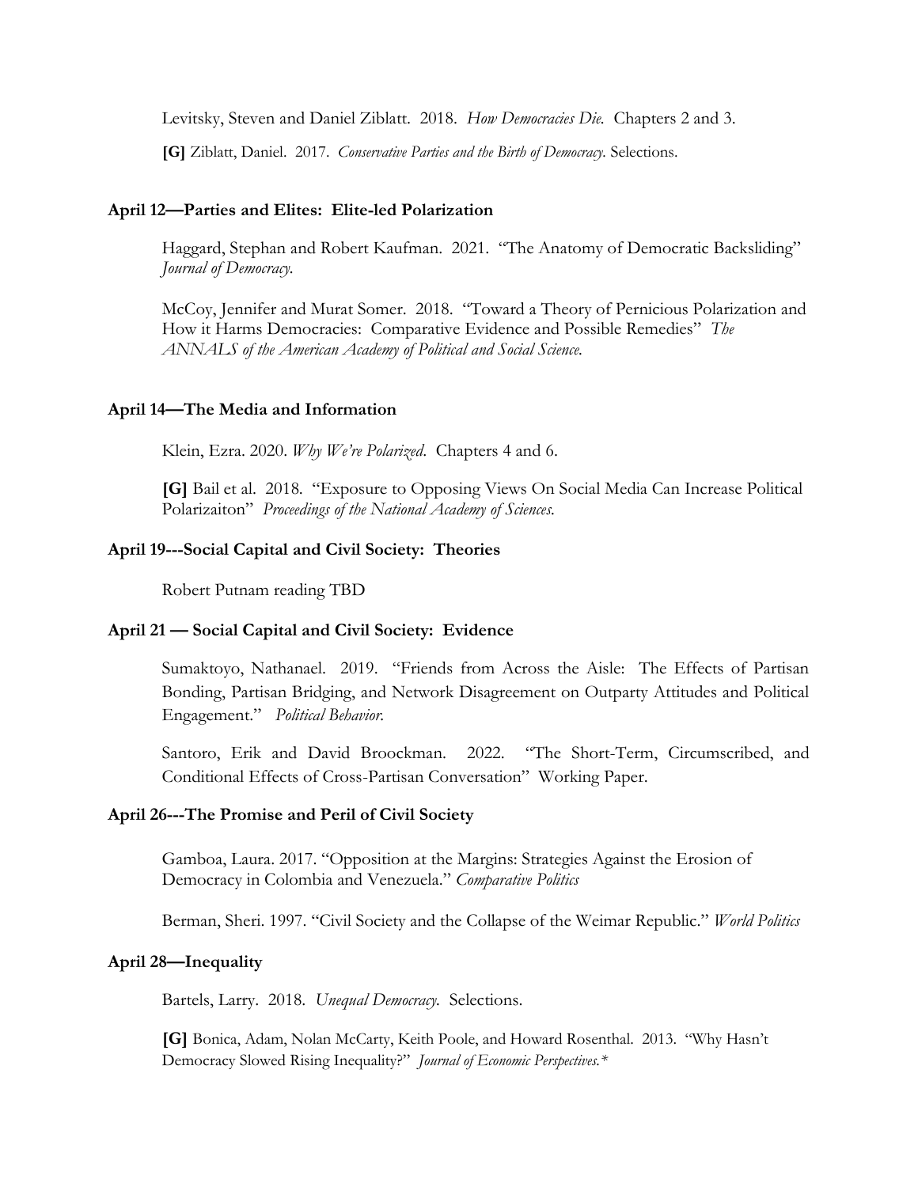Levitsky, Steven and Daniel Ziblatt. 2018. *How Democracies Die.* Chapters 2 and 3.

**[G]** Ziblatt, Daniel. 2017. *Conservative Parties and the Birth of Democracy.* Selections.

**April 12—Parties and Elites: Elite-led Polarization**

Haggard, Stephan and Robert Kaufman. 2021. "The Anatomy of Democratic Backsliding" *Journal of Democracy.*

McCoy, Jennifer and Murat Somer. 2018. "Toward a Theory of Pernicious Polarization and How it Harms Democracies: Comparative Evidence and Possible Remedies" *The ANNALS of the American Academy of Political and Social Science.*

**April 14—The Media and Information**

Klein, Ezra. 2020. *Why We're Polarized*. Chapters 4 and 6.

**[G]** Bail et al. 2018. "Exposure to Opposing Views On Social Media Can Increase Political Polarizaiton" *Proceedings of the National Academy of Sciences.*

**April 19---Social Capital and Civil Society: Theories**

Robert Putnam reading TBD

**April 21 — Social Capital and Civil Society: Evidence**

Sumaktoyo, Nathanael. 2019. "Friends from Across the Aisle: The Effects of Partisan Bonding, Partisan Bridging, and Network Disagreement on Outparty Attitudes and Political Engagement." *Political Behavior.*

Santoro, Erik and David Broockman. 2022. "The Short-Term, Circumscribed, and Conditional Effects of Cross-Partisan Conversation" Working Paper.

**April 26---The Promise and Peril of Civil Society**

Gamboa, Laura. 2017. "Opposition at the Margins: Strategies Against the Erosion of Democracy in Colombia and Venezuela." *Comparative Politics*

Berman, Sheri. 1997. "Civil Society and the Collapse of the Weimar Republic." *World Politics*

**April 28—Inequality**

Bartels, Larry. 2018. *Unequal Democracy.* Selections.

**[G]** Bonica, Adam, Nolan McCarty, Keith Poole, and Howard Rosenthal. 2013. "Why Hasn't Democracy Slowed Rising Inequality?" *Journal of Economic Perspectives.**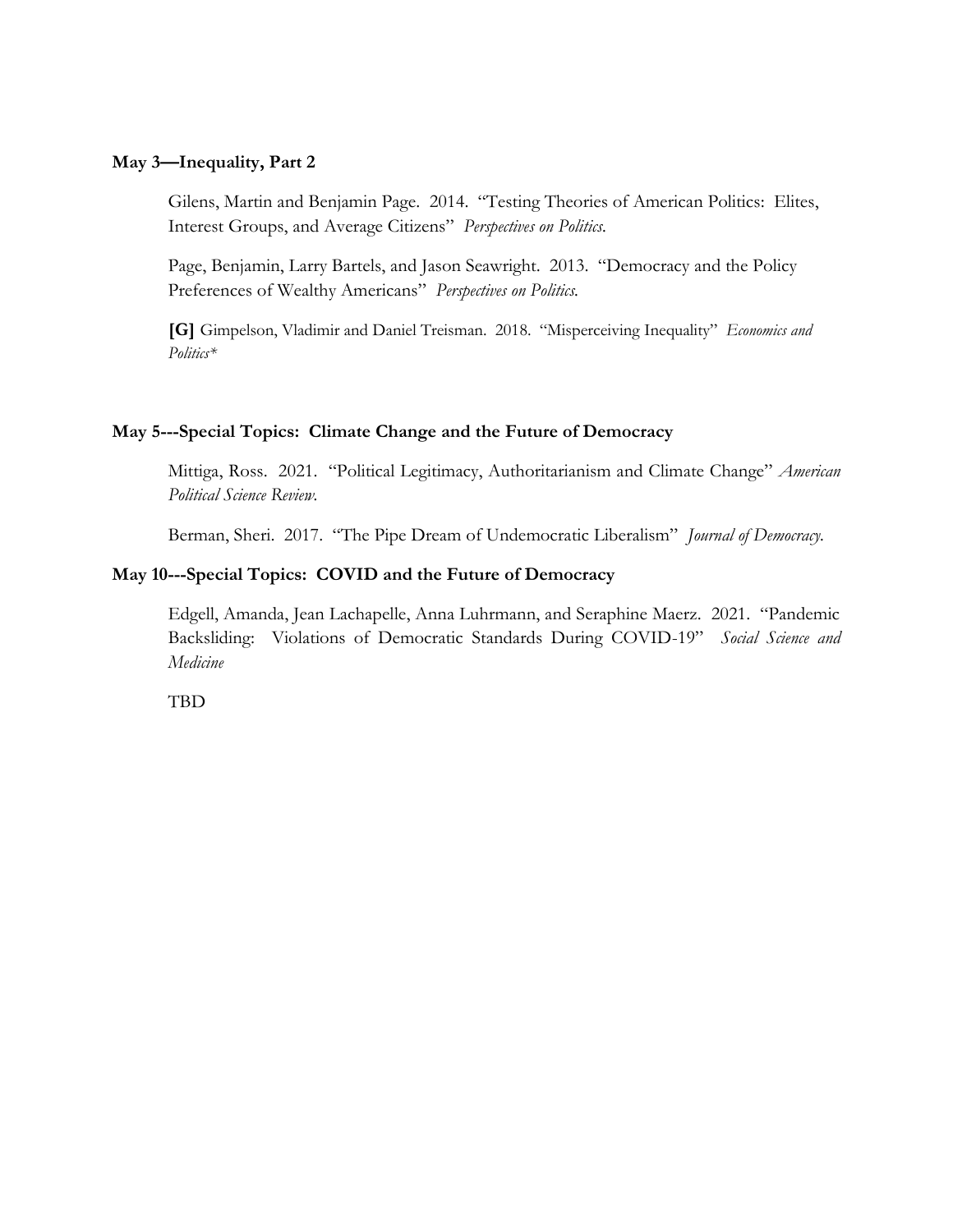**May 3—Inequality, Part 2**

Gilens, Martin and Benjamin Page. 2014. "Testing Theories of American Politics: Elites, Interest Groups, and Average Citizens" *Perspectives on Politics.*

Page, Benjamin, Larry Bartels, and Jason Seawright. 2013. "Democracy and the Policy Preferences of Wealthy Americans" *Perspectives on Politics.*

**[G]** Gimpelson, Vladimir and Daniel Treisman. 2018. "Misperceiving Inequality" *Economics and Politics**

**May 5---Special Topics: Climate Change and the Future of Democracy**

Mittiga, Ross. 2021. "Political Legitimacy, Authoritarianism and Climate Change" *American Political Science Review.*

Berman, Sheri. 2017. "The Pipe Dream of Undemocratic Liberalism" *Journal of Democracy.*

**May 10---Special Topics: COVID and the Future of Democracy**

Edgell, Amanda, Jean Lachapelle, Anna Luhrmann, and Seraphine Maerz. 2021. "Pandemic Backsliding: Violations of Democratic Standards During COVID-19" *Social Science and Medicine*

TBD